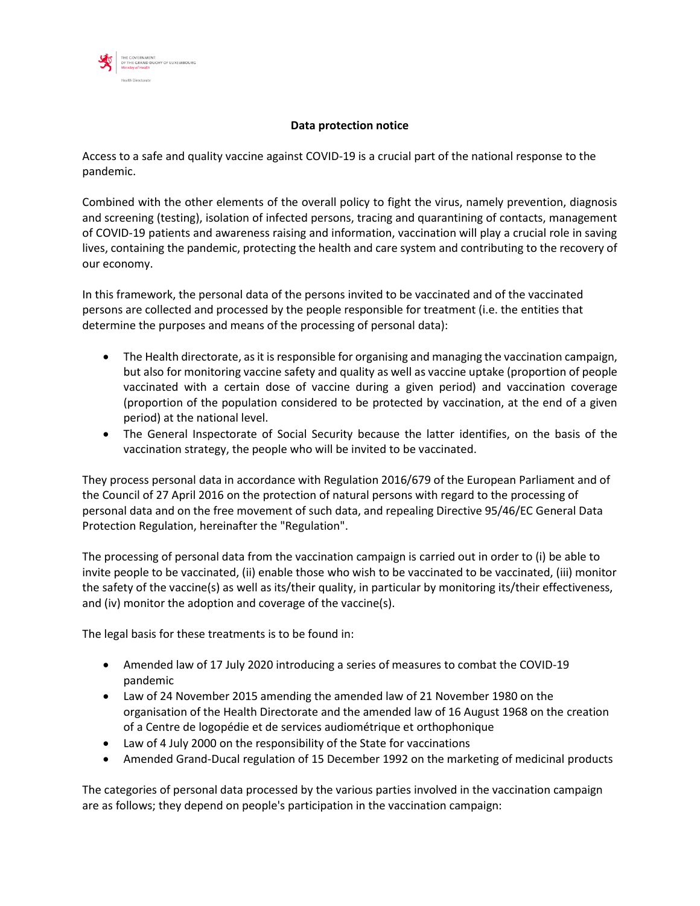THE GOVERNMENT
OF THE GRAND DUCHY OF LUXEMBOURG
Ministry of Health

Health Directorate

## Data protection notice

Access to a safe and quality vaccine against COVID-19 is a crucial part of the national response to the pandemic.

Combined with the other elements of the overall policy to fight the virus, namely prevention, diagnosis and screening (testing), isolation of infected persons, tracing and quarantining of contacts, management of COVID-19 patients and awareness raising and information, vaccination will play a crucial role in saving lives, containing the pandemic, protecting the health and care system and contributing to the recovery of our economy.

In this framework, the personal data of the persons invited to be vaccinated and of the vaccinated persons are collected and processed by the people responsible for treatment (i.e. the entities that determine the purposes and means of the processing of personal data):

- The Health directorate, as it is responsible for organising and managing the vaccination campaign, but also for monitoring vaccine safety and quality as well as vaccine uptake (proportion of people vaccinated with a certain dose of vaccine during a given period) and vaccination coverage (proportion of the population considered to be protected by vaccination, at the end of a given period) at the national level.
- The General Inspectorate of Social Security because the latter identifies, on the basis of the vaccination strategy, the people who will be invited to be vaccinated.

They process personal data in accordance with Regulation 2016/679 of the European Parliament and of the Council of 27 April 2016 on the protection of natural persons with regard to the processing of personal data and on the free movement of such data, and repealing Directive 95/46/EC General Data Protection Regulation, hereinafter the "Regulation".

The processing of personal data from the vaccination campaign is carried out in order to (i) be able to invite people to be vaccinated, (ii) enable those who wish to be vaccinated to be vaccinated, (iii) monitor the safety of the vaccine(s) as well as its/their quality, in particular by monitoring its/their effectiveness, and (iv) monitor the adoption and coverage of the vaccine(s).

The legal basis for these treatments is to be found in:

- Amended law of 17 July 2020 introducing a series of measures to combat the COVID-19 pandemic
- Law of 24 November 2015 amending the amended law of 21 November 1980 on the organisation of the Health Directorate and the amended law of 16 August 1968 on the creation of a Centre de logopédie et de services audiométrique et orthophonique
- Law of 4 July 2000 on the responsibility of the State for vaccinations
- Amended Grand-Ducal regulation of 15 December 1992 on the marketing of medicinal products

The categories of personal data processed by the various parties involved in the vaccination campaign are as follows; they depend on people's participation in the vaccination campaign: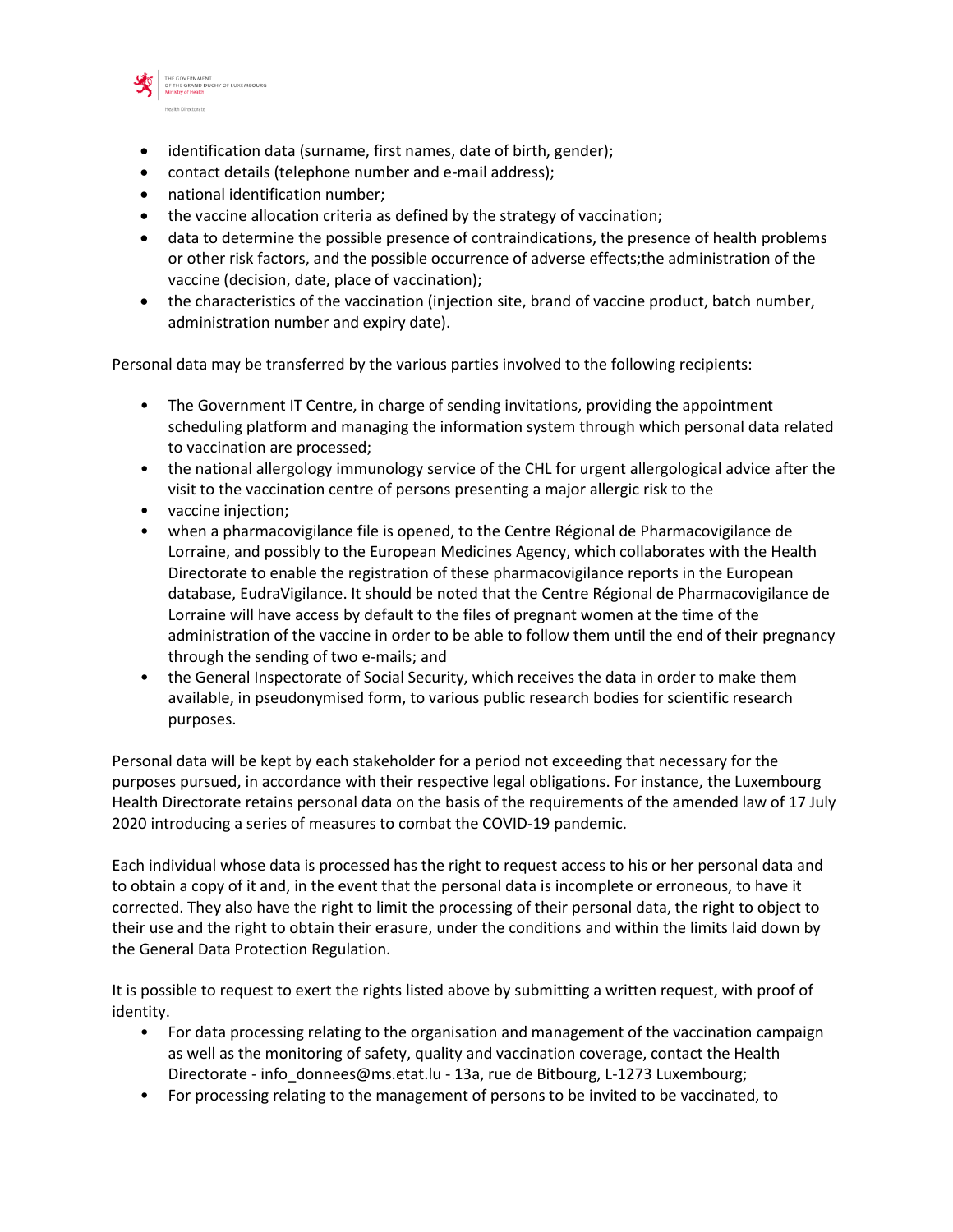- identification data (surname, first names, date of birth, gender);
- contact details (telephone number and e-mail address);
- national identification number;
- the vaccine allocation criteria as defined by the strategy of vaccination;
- data to determine the possible presence of contraindications, the presence of health problems or other risk factors, and the possible occurrence of adverse effects;the administration of the vaccine (decision, date, place of vaccination);
- the characteristics of the vaccination (injection site, brand of vaccine product, batch number, administration number and expiry date).

Personal data may be transferred by the various parties involved to the following recipients:

- The Government IT Centre, in charge of sending invitations, providing the appointment scheduling platform and managing the information system through which personal data related to vaccination are processed;
- the national allergology immunology service of the CHL for urgent allergological advice after the visit to the vaccination centre of persons presenting a major allergic risk to the
- vaccine injection;
- when a pharmacovigilance file is opened, to the Centre Régional de Pharmacovigilance de Lorraine, and possibly to the European Medicines Agency, which collaborates with the Health Directorate to enable the registration of these pharmacovigilance reports in the European database, EudraVigilance. It should be noted that the Centre Régional de Pharmacovigilance de Lorraine will have access by default to the files of pregnant women at the time of the administration of the vaccine in order to be able to follow them until the end of their pregnancy through the sending of two e-mails; and
- the General Inspectorate of Social Security, which receives the data in order to make them available, in pseudonymised form, to various public research bodies for scientific research purposes.

Personal data will be kept by each stakeholder for a period not exceeding that necessary for the purposes pursued, in accordance with their respective legal obligations. For instance, the Luxembourg Health Directorate retains personal data on the basis of the requirements of the amended law of 17 July 2020 introducing a series of measures to combat the COVID-19 pandemic.

Each individual whose data is processed has the right to request access to his or her personal data and to obtain a copy of it and, in the event that the personal data is incomplete or erroneous, to have it corrected. They also have the right to limit the processing of their personal data, the right to object to their use and the right to obtain their erasure, under the conditions and within the limits laid down by the General Data Protection Regulation.

It is possible to request to exert the rights listed above by submitting a written request, with proof of identity.

- For data processing relating to the organisation and management of the vaccination campaign as well as the monitoring of safety, quality and vaccination coverage, contact the Health Directorate - info_donnees@ms.etat.lu - 13a, rue de Bitbourg, L-1273 Luxembourg;
- For processing relating to the management of persons to be invited to be vaccinated, to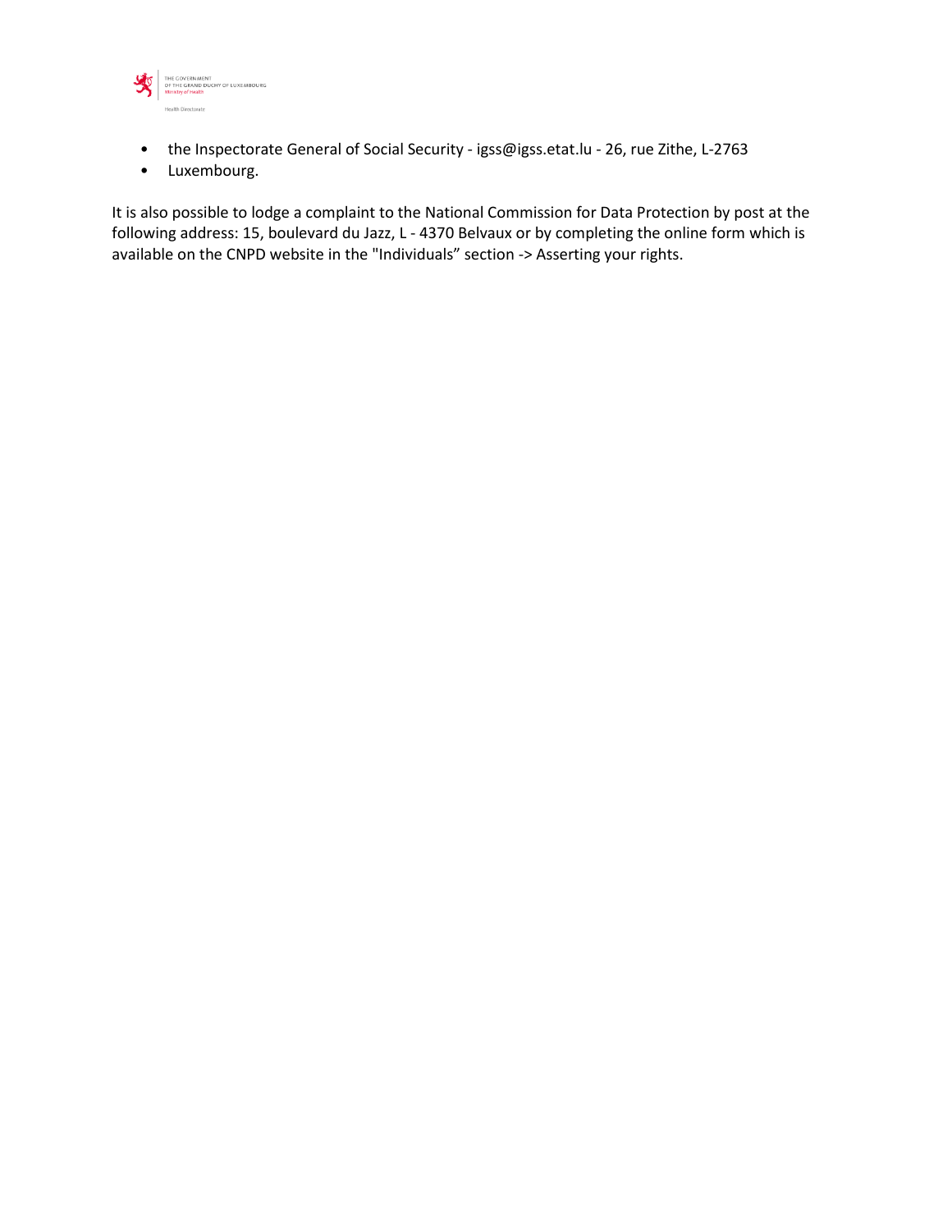- the Inspectorate General of Social Security - igss@igss.etat.lu - 26, rue Zithe, L-2763
- Luxembourg.

It is also possible to lodge a complaint to the National Commission for Data Protection by post at the following address: 15, boulevard du Jazz, L - 4370 Belvaux or by completing the online form which is available on the CNPD website in the "Individuals" section -> Asserting your rights.